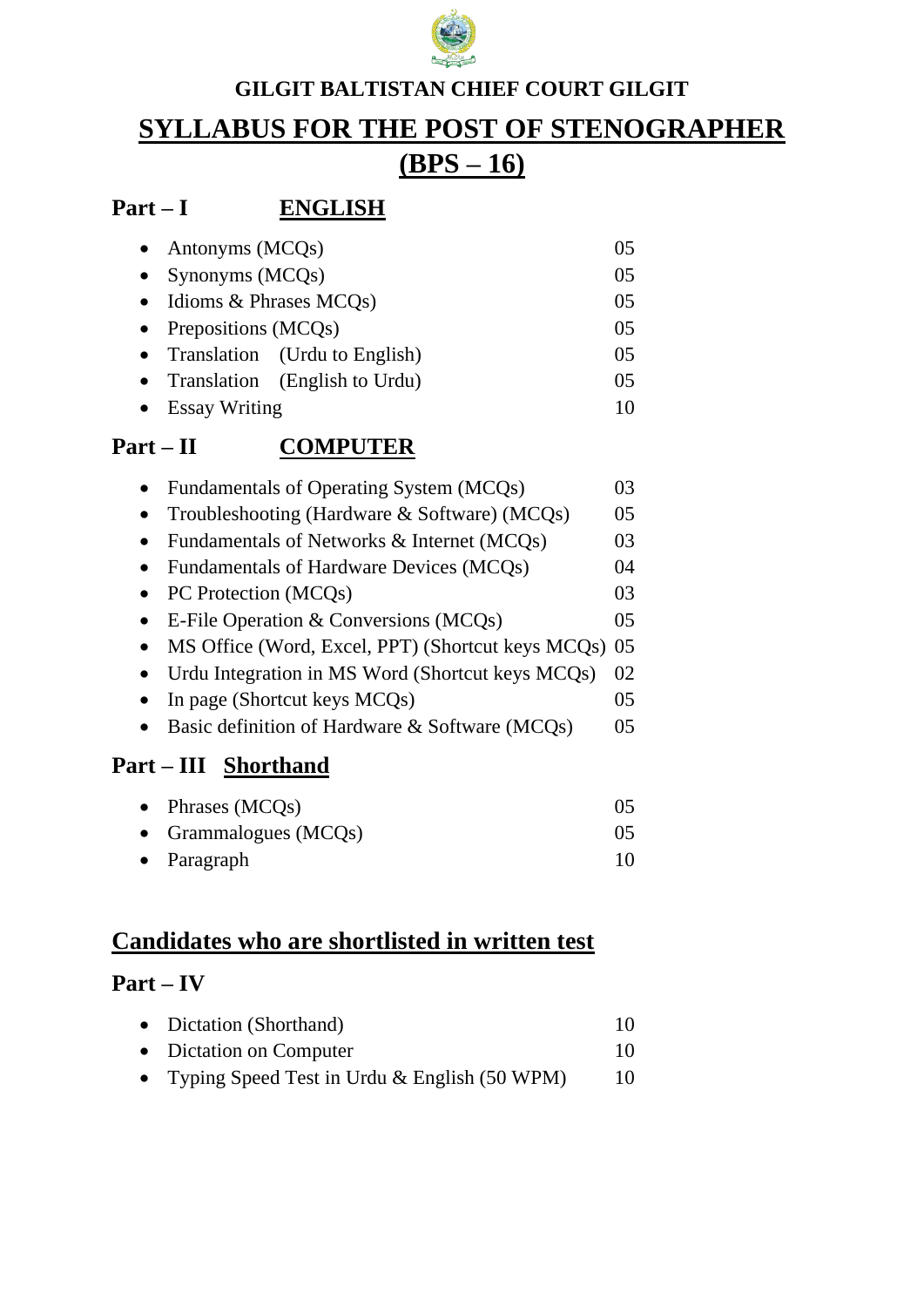**GILGIT BALTISTAN CHIEF COURT GILGIT**

# SYLLABUS FOR THE POST OF STENOGRAPHER (BPS – 16)

## Part – I ENGLISH

| | |
|---|---|
| • Antonyms (MCQs) | 05 |
| • Synonyms (MCQs) | 05 |
| • Idioms & Phrases MCQs) | 05 |
| • Prepositions (MCQs) | 05 |
| • Translation (Urdu to English) | 05 |
| • Translation (English to Urdu) | 05 |
| • Essay Writing | 10 |

## Part – II COMPUTER

| | |
|---|---|
| • Fundamentals of Operating System (MCQs) | 03 |
| • Troubleshooting (Hardware & Software) (MCQs) | 05 |
| • Fundamentals of Networks & Internet (MCQs) | 03 |
| • Fundamentals of Hardware Devices (MCQs) | 04 |
| • PC Protection (MCQs) | 03 |
| • E-File Operation & Conversions (MCQs) | 05 |
| • MS Office (Word, Excel, PPT) (Shortcut keys MCQs) | 05 |
| • Urdu Integration in MS Word (Shortcut keys MCQs) | 02 |
| • In page (Shortcut keys MCQs) | 05 |
| • Basic definition of Hardware & Software (MCQs) | 05 |

## Part – III Shorthand

| | |
|---|---|
| • Phrases (MCQs) | 05 |
| • Grammalogues (MCQs) | 05 |
| • Paragraph | 10 |

## Candidates who are shortlisted in written test

## Part – IV

| | |
|---|---|
| • Dictation (Shorthand) | 10 |
| • Dictation on Computer | 10 |
| • Typing Speed Test in Urdu & English (50 WPM) | 10 |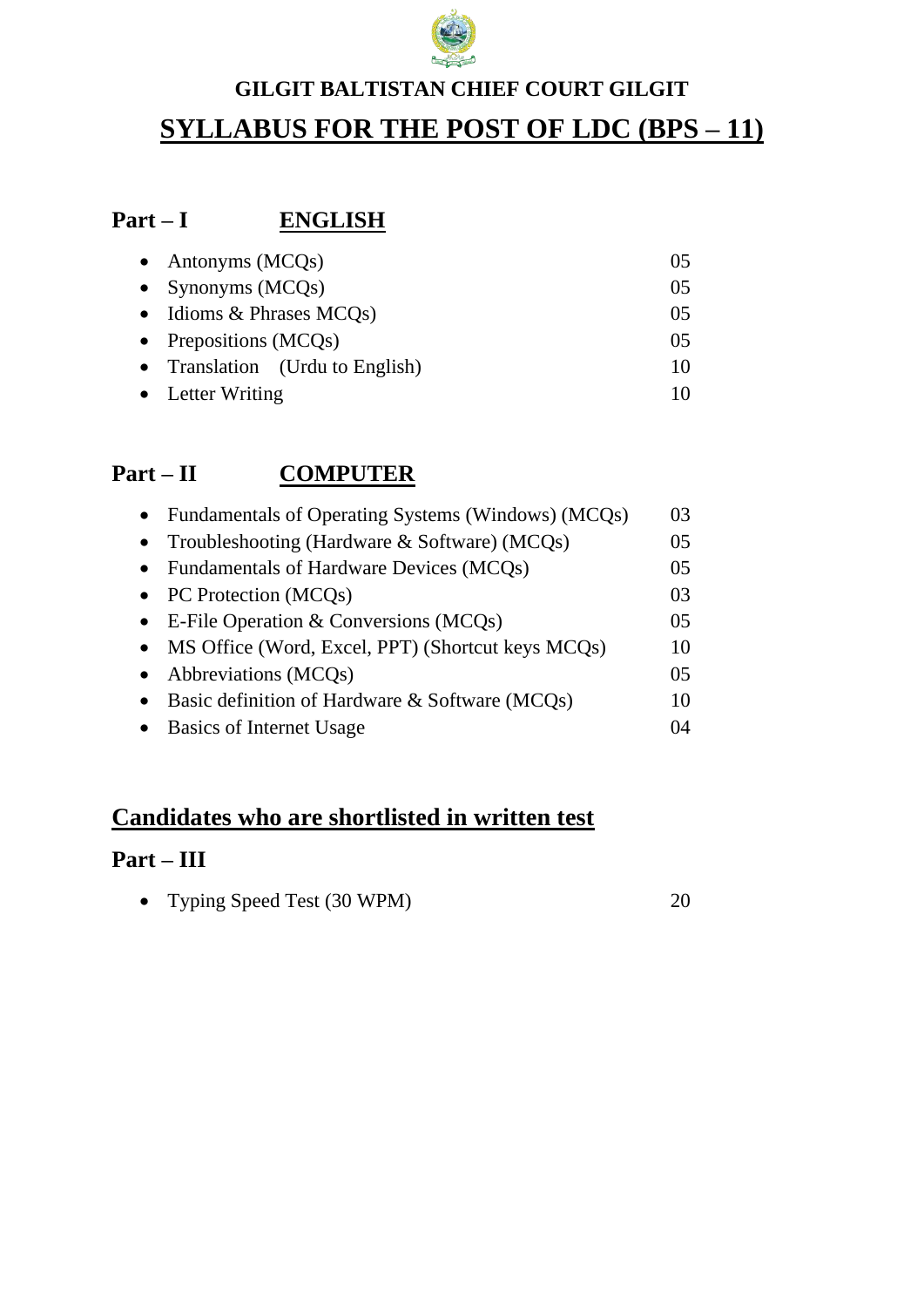## GILGIT BALTISTAN CHIEF COURT GILGIT

# SYLLABUS FOR THE POST OF LDC (BPS – 11)

## Part – I ENGLISH

| | |
|---|---|
| • Antonyms (MCQs) | 05 |
| • Synonyms (MCQs) | 05 |
| • Idioms & Phrases MCQs) | 05 |
| • Prepositions (MCQs) | 05 |
| • Translation (Urdu to English) | 10 |
| • Letter Writing | 10 |

## Part – II COMPUTER

| | |
|---|---|
| • Fundamentals of Operating Systems (Windows) (MCQs) | 03 |
| • Troubleshooting (Hardware & Software) (MCQs) | 05 |
| • Fundamentals of Hardware Devices (MCQs) | 05 |
| • PC Protection (MCQs) | 03 |
| • E-File Operation & Conversions (MCQs) | 05 |
| • MS Office (Word, Excel, PPT) (Shortcut keys MCQs) | 10 |
| • Abbreviations (MCQs) | 05 |
| • Basic definition of Hardware & Software (MCQs) | 10 |
| • Basics of Internet Usage | 04 |

## Candidates who are shortlisted in written test

## Part – III

| | |
|---|---|
| • Typing Speed Test (30 WPM) | 20 |